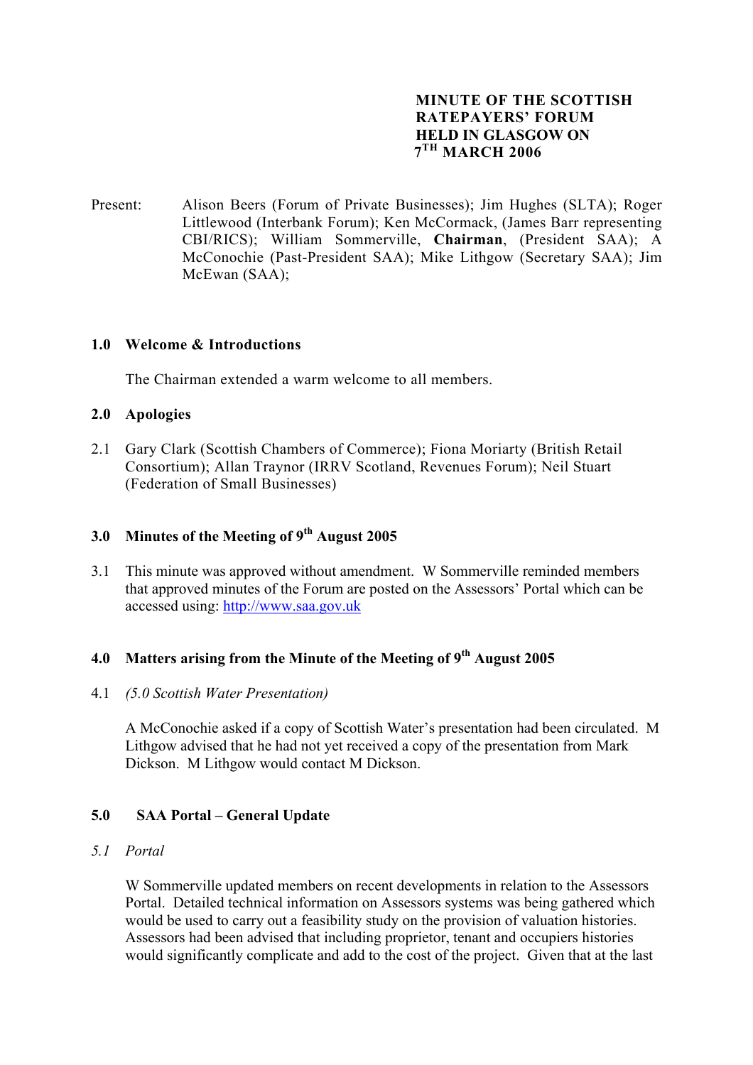# MINUTE OF THE SCOTTISH RATEPAYERS' FORUM HELD IN GLASGOW ON 7TH MARCH 2006

Present: Alison Beers (Forum of Private Businesses); Jim Hughes (SLTA); Roger Littlewood (Interbank Forum); Ken McCormack, (James Barr representing CBI/RICS); William Sommerville, **Chairman**, (President SAA); A McConochie (Past-President SAA); Mike Lithgow (Secretary SAA); Jim McEwan (SAA);

## 1.0 Welcome & Introductions

The Chairman extended a warm welcome to all members.

## 2.0 Apologies

2.1 Gary Clark (Scottish Chambers of Commerce); Fiona Moriarty (British Retail Consortium); Allan Traynor (IRRV Scotland, Revenues Forum); Neil Stuart (Federation of Small Businesses)

## 3.0 Minutes of the Meeting of 9th August 2005

3.1 This minute was approved without amendment. W Sommerville reminded members that approved minutes of the Forum are posted on the Assessors' Portal which can be accessed using: http://www.saa.gov.uk

## 4.0 Matters arising from the Minute of the Meeting of 9th August 2005

4.1 *(5.0 Scottish Water Presentation)*

A McConochie asked if a copy of Scottish Water's presentation had been circulated. M Lithgow advised that he had not yet received a copy of the presentation from Mark Dickson. M Lithgow would contact M Dickson.

## 5.0 SAA Portal – General Update

*5.1 Portal*

W Sommerville updated members on recent developments in relation to the Assessors Portal. Detailed technical information on Assessors systems was being gathered which would be used to carry out a feasibility study on the provision of valuation histories. Assessors had been advised that including proprietor, tenant and occupiers histories would significantly complicate and add to the cost of the project. Given that at the last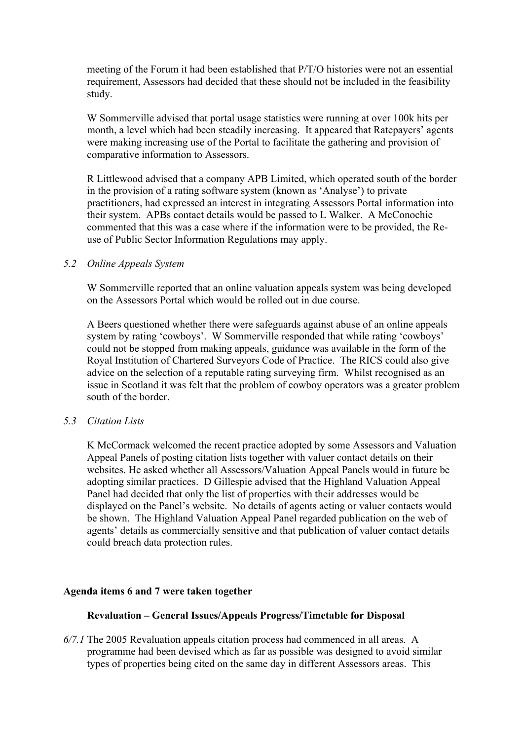meeting of the Forum it had been established that P/T/O histories were not an essential requirement, Assessors had decided that these should not be included in the feasibility study.

W Sommerville advised that portal usage statistics were running at over 100k hits per month, a level which had been steadily increasing. It appeared that Ratepayers' agents were making increasing use of the Portal to facilitate the gathering and provision of comparative information to Assessors.

R Littlewood advised that a company APB Limited, which operated south of the border in the provision of a rating software system (known as 'Analyse') to private practitioners, had expressed an interest in integrating Assessors Portal information into their system. APBs contact details would be passed to L Walker. A McConochie commented that this was a case where if the information were to be provided, the Re-use of Public Sector Information Regulations may apply.

*5.2 Online Appeals System*

W Sommerville reported that an online valuation appeals system was being developed on the Assessors Portal which would be rolled out in due course.

A Beers questioned whether there were safeguards against abuse of an online appeals system by rating 'cowboys'. W Sommerville responded that while rating 'cowboys' could not be stopped from making appeals, guidance was available in the form of the Royal Institution of Chartered Surveyors Code of Practice. The RICS could also give advice on the selection of a reputable rating surveying firm. Whilst recognised as an issue in Scotland it was felt that the problem of cowboy operators was a greater problem south of the border.

*5.3 Citation Lists*

K McCormack welcomed the recent practice adopted by some Assessors and Valuation Appeal Panels of posting citation lists together with valuer contact details on their websites. He asked whether all Assessors/Valuation Appeal Panels would in future be adopting similar practices. D Gillespie advised that the Highland Valuation Appeal Panel had decided that only the list of properties with their addresses would be displayed on the Panel's website. No details of agents acting or valuer contacts would be shown. The Highland Valuation Appeal Panel regarded publication on the web of agents' details as commercially sensitive and that publication of valuer contact details could breach data protection rules.

**Agenda items 6 and 7 were taken together**

**Revaluation – General Issues/Appeals Progress/Timetable for Disposal**

*6/7.1* The 2005 Revaluation appeals citation process had commenced in all areas. A programme had been devised which as far as possible was designed to avoid similar types of properties being cited on the same day in different Assessors areas. This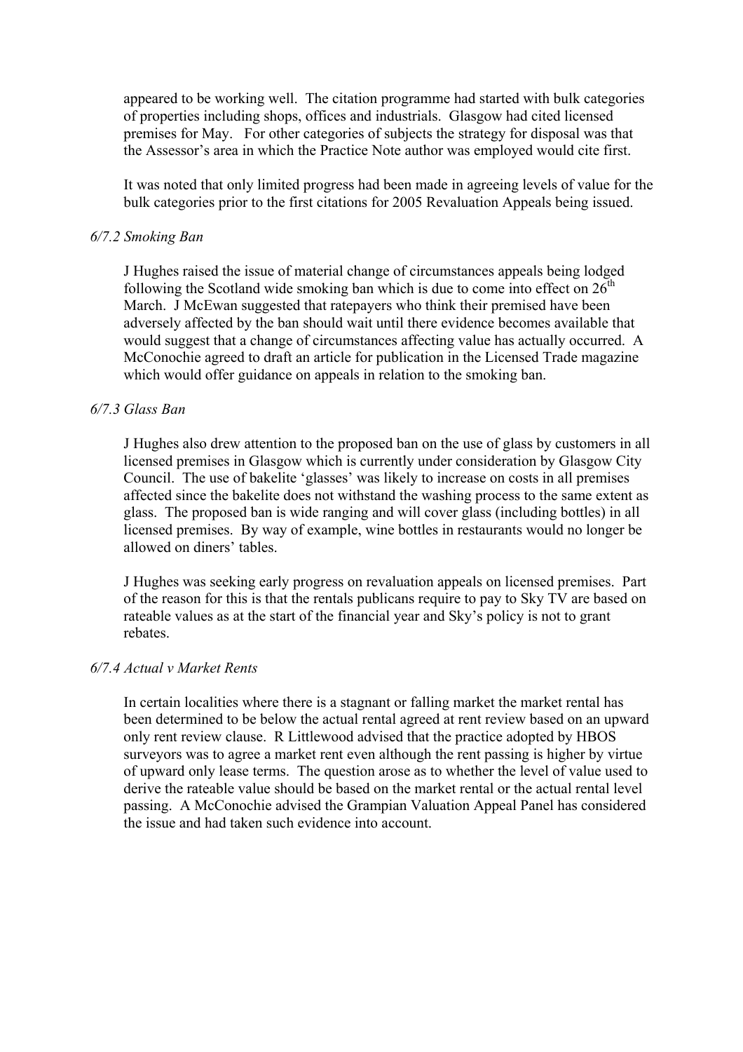appeared to be working well. The citation programme had started with bulk categories of properties including shops, offices and industrials. Glasgow had cited licensed premises for May. For other categories of subjects the strategy for disposal was that the Assessor's area in which the Practice Note author was employed would cite first.

It was noted that only limited progress had been made in agreeing levels of value for the bulk categories prior to the first citations for 2005 Revaluation Appeals being issued.

*6/7.2 Smoking Ban*

J Hughes raised the issue of material change of circumstances appeals being lodged following the Scotland wide smoking ban which is due to come into effect on 26th March. J McEwan suggested that ratepayers who think their premised have been adversely affected by the ban should wait until there evidence becomes available that would suggest that a change of circumstances affecting value has actually occurred. A McConochie agreed to draft an article for publication in the Licensed Trade magazine which would offer guidance on appeals in relation to the smoking ban.

*6/7.3 Glass Ban*

J Hughes also drew attention to the proposed ban on the use of glass by customers in all licensed premises in Glasgow which is currently under consideration by Glasgow City Council. The use of bakelite 'glasses' was likely to increase on costs in all premises affected since the bakelite does not withstand the washing process to the same extent as glass. The proposed ban is wide ranging and will cover glass (including bottles) in all licensed premises. By way of example, wine bottles in restaurants would no longer be allowed on diners' tables.

J Hughes was seeking early progress on revaluation appeals on licensed premises. Part of the reason for this is that the rentals publicans require to pay to Sky TV are based on rateable values as at the start of the financial year and Sky's policy is not to grant rebates.

*6/7.4 Actual v Market Rents*

In certain localities where there is a stagnant or falling market the market rental has been determined to be below the actual rental agreed at rent review based on an upward only rent review clause. R Littlewood advised that the practice adopted by HBOS surveyors was to agree a market rent even although the rent passing is higher by virtue of upward only lease terms. The question arose as to whether the level of value used to derive the rateable value should be based on the market rental or the actual rental level passing. A McConochie advised the Grampian Valuation Appeal Panel has considered the issue and had taken such evidence into account.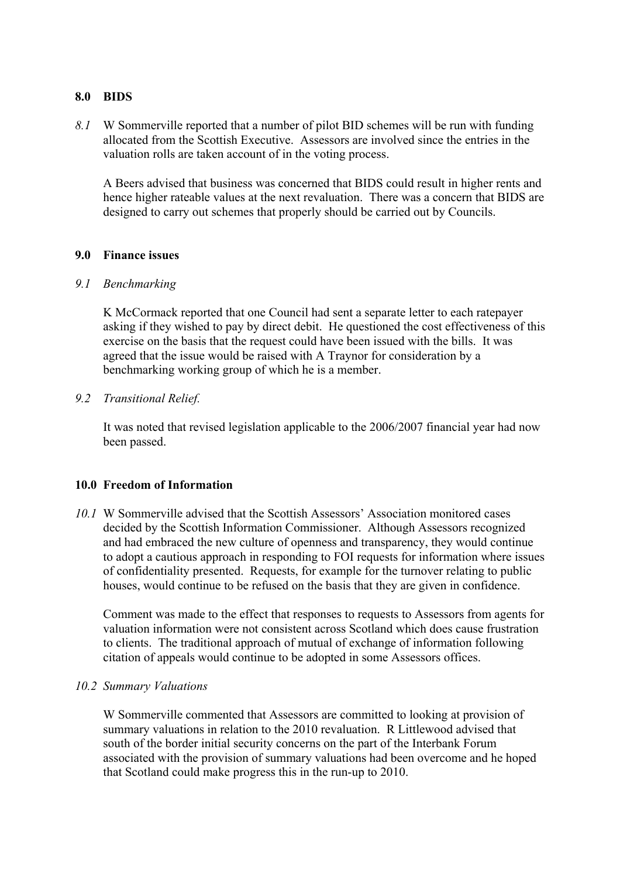## 8.0 BIDS

*8.1* W Sommerville reported that a number of pilot BID schemes will be run with funding allocated from the Scottish Executive. Assessors are involved since the entries in the valuation rolls are taken account of in the voting process.

A Beers advised that business was concerned that BIDS could result in higher rents and hence higher rateable values at the next revaluation. There was a concern that BIDS are designed to carry out schemes that properly should be carried out by Councils.

## 9.0 Finance issues

*9.1 Benchmarking*

K McCormack reported that one Council had sent a separate letter to each ratepayer asking if they wished to pay by direct debit. He questioned the cost effectiveness of this exercise on the basis that the request could have been issued with the bills. It was agreed that the issue would be raised with A Traynor for consideration by a benchmarking working group of which he is a member.

*9.2 Transitional Relief.*

It was noted that revised legislation applicable to the 2006/2007 financial year had now been passed.

## 10.0 Freedom of Information

*10.1* W Sommerville advised that the Scottish Assessors' Association monitored cases decided by the Scottish Information Commissioner. Although Assessors recognized and had embraced the new culture of openness and transparency, they would continue to adopt a cautious approach in responding to FOI requests for information where issues of confidentiality presented. Requests, for example for the turnover relating to public houses, would continue to be refused on the basis that they are given in confidence.

Comment was made to the effect that responses to requests to Assessors from agents for valuation information were not consistent across Scotland which does cause frustration to clients. The traditional approach of mutual of exchange of information following citation of appeals would continue to be adopted in some Assessors offices.

*10.2 Summary Valuations*

W Sommerville commented that Assessors are committed to looking at provision of summary valuations in relation to the 2010 revaluation. R Littlewood advised that south of the border initial security concerns on the part of the Interbank Forum associated with the provision of summary valuations had been overcome and he hoped that Scotland could make progress this in the run-up to 2010.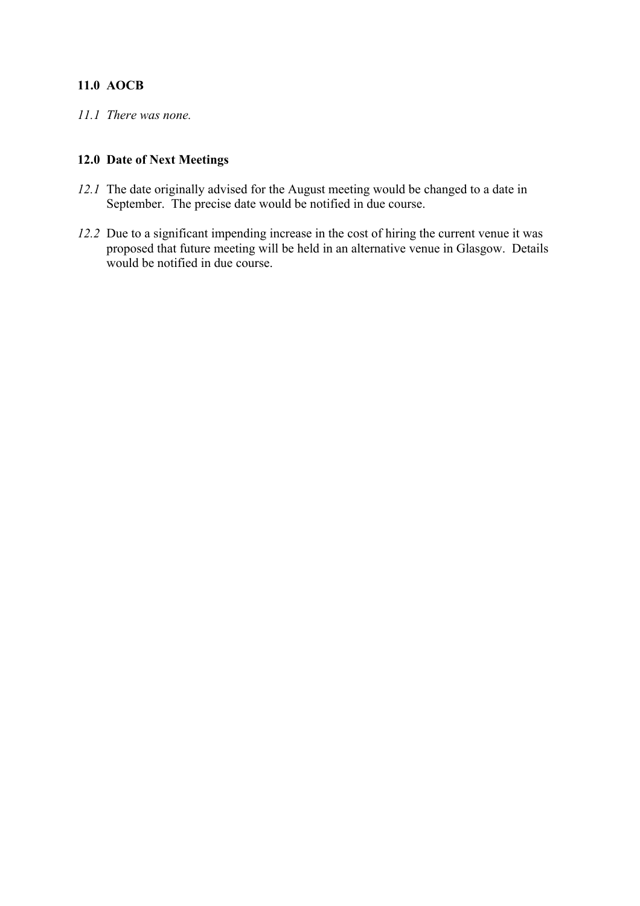## 11.0 AOCB

*11.1* *There was none.*

## 12.0 Date of Next Meetings

*12.1* The date originally advised for the August meeting would be changed to a date in September. The precise date would be notified in due course.

*12.2* Due to a significant impending increase in the cost of hiring the current venue it was proposed that future meeting will be held in an alternative venue in Glasgow. Details would be notified in due course.